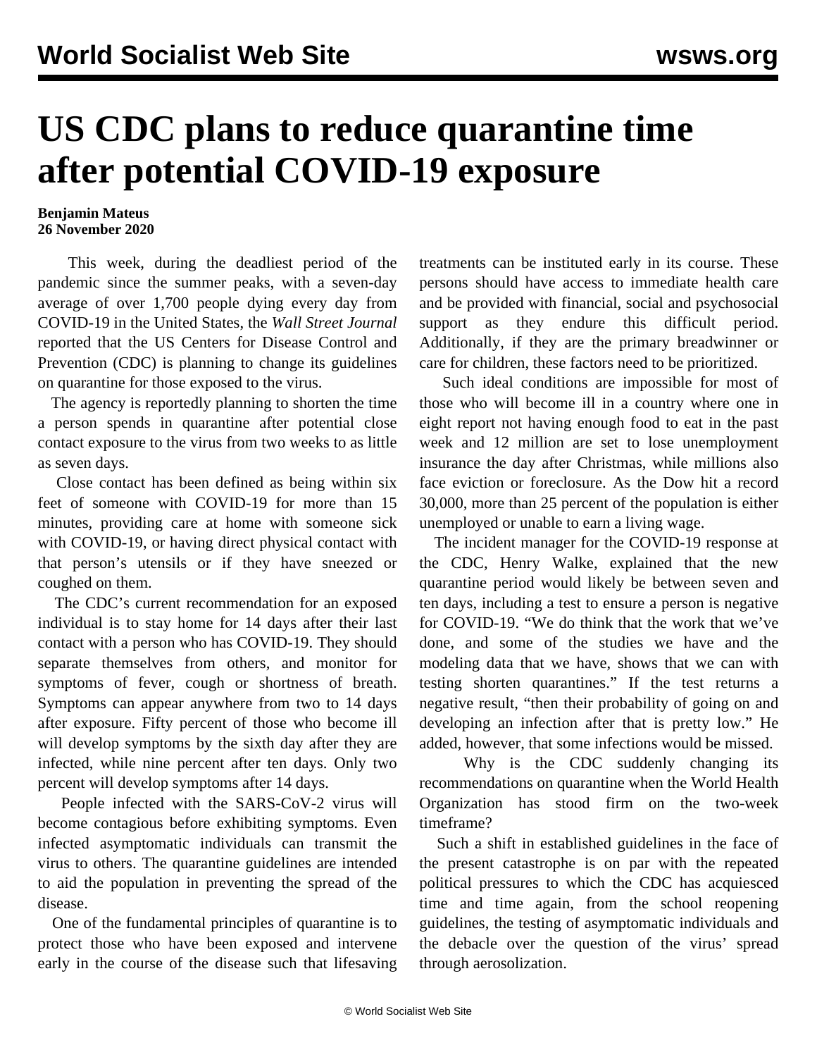# US CDC plans to reduce quarantine time after potential COVID-19 exposure

**Benjamin Mateus**
**26 November 2020**

This week, during the deadliest period of the pandemic since the summer peaks, with a seven-day average of over 1,700 people dying every day from COVID-19 in the United States, the *Wall Street Journal* reported that the US Centers for Disease Control and Prevention (CDC) is planning to change its guidelines on quarantine for those exposed to the virus.

The agency is reportedly planning to shorten the time a person spends in quarantine after potential close contact exposure to the virus from two weeks to as little as seven days.

Close contact has been defined as being within six feet of someone with COVID-19 for more than 15 minutes, providing care at home with someone sick with COVID-19, or having direct physical contact with that person's utensils or if they have sneezed or coughed on them.

The CDC's current recommendation for an exposed individual is to stay home for 14 days after their last contact with a person who has COVID-19. They should separate themselves from others, and monitor for symptoms of fever, cough or shortness of breath. Symptoms can appear anywhere from two to 14 days after exposure. Fifty percent of those who become ill will develop symptoms by the sixth day after they are infected, while nine percent after ten days. Only two percent will develop symptoms after 14 days.

People infected with the SARS-CoV-2 virus will become contagious before exhibiting symptoms. Even infected asymptomatic individuals can transmit the virus to others. The quarantine guidelines are intended to aid the population in preventing the spread of the disease.

One of the fundamental principles of quarantine is to protect those who have been exposed and intervene early in the course of the disease such that lifesaving treatments can be instituted early in its course. These persons should have access to immediate health care and be provided with financial, social and psychosocial support as they endure this difficult period. Additionally, if they are the primary breadwinner or care for children, these factors need to be prioritized.

Such ideal conditions are impossible for most of those who will become ill in a country where one in eight report not having enough food to eat in the past week and 12 million are set to lose unemployment insurance the day after Christmas, while millions also face eviction or foreclosure. As the Dow hit a record 30,000, more than 25 percent of the population is either unemployed or unable to earn a living wage.

The incident manager for the COVID-19 response at the CDC, Henry Walke, explained that the new quarantine period would likely be between seven and ten days, including a test to ensure a person is negative for COVID-19. "We do think that the work that we've done, and some of the studies we have and the modeling data that we have, shows that we can with testing shorten quarantines." If the test returns a negative result, "then their probability of going on and developing an infection after that is pretty low." He added, however, that some infections would be missed.

Why is the CDC suddenly changing its recommendations on quarantine when the World Health Organization has stood firm on the two-week timeframe?

Such a shift in established guidelines in the face of the present catastrophe is on par with the repeated political pressures to which the CDC has acquiesced time and time again, from the school reopening guidelines, the testing of asymptomatic individuals and the debacle over the question of the virus' spread through aerosolization.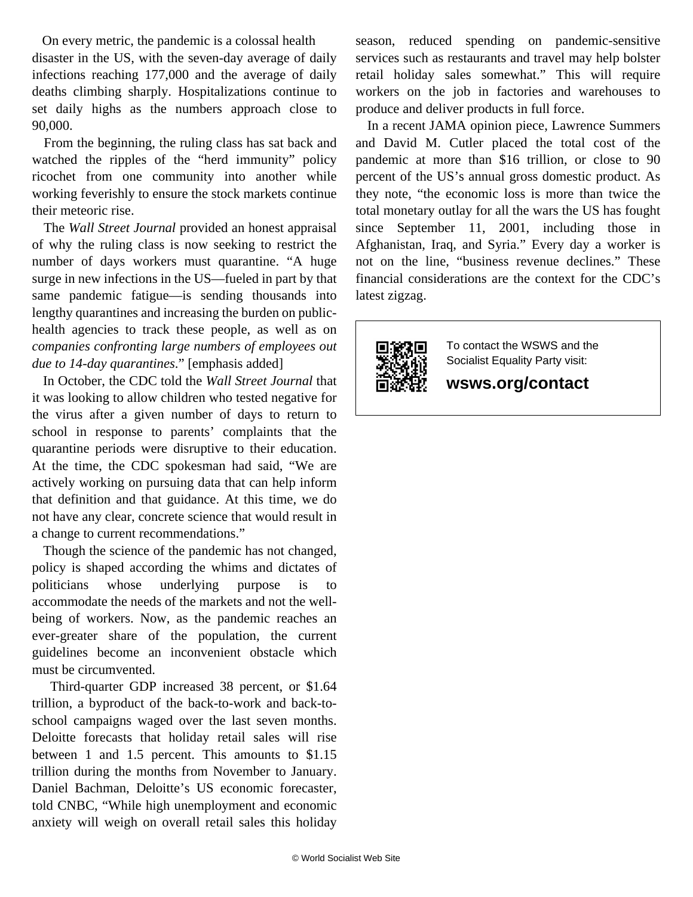On every metric, the pandemic is a colossal health disaster in the US, with the seven-day average of daily infections reaching 177,000 and the average of daily deaths climbing sharply. Hospitalizations continue to set daily highs as the numbers approach close to 90,000.

From the beginning, the ruling class has sat back and watched the ripples of the "herd immunity" policy ricochet from one community into another while working feverishly to ensure the stock markets continue their meteoric rise.

The *Wall Street Journal* provided an honest appraisal of why the ruling class is now seeking to restrict the number of days workers must quarantine. "A huge surge in new infections in the US—fueled in part by that same pandemic fatigue—is sending thousands into lengthy quarantines and increasing the burden on public-health agencies to track these people, as well as on *companies confronting large numbers of employees out due to 14-day quarantines*." [emphasis added]

In October, the CDC told the *Wall Street Journal* that it was looking to allow children who tested negative for the virus after a given number of days to return to school in response to parents' complaints that the quarantine periods were disruptive to their education. At the time, the CDC spokesman had said, "We are actively working on pursuing data that can help inform that definition and that guidance. At this time, we do not have any clear, concrete science that would result in a change to current recommendations."

Though the science of the pandemic has not changed, policy is shaped according the whims and dictates of politicians whose underlying purpose is to accommodate the needs of the markets and not the well-being of workers. Now, as the pandemic reaches an ever-greater share of the population, the current guidelines become an inconvenient obstacle which must be circumvented.

Third-quarter GDP increased 38 percent, or $1.64 trillion, a byproduct of the back-to-work and back-to-school campaigns waged over the last seven months. Deloitte forecasts that holiday retail sales will rise between 1 and 1.5 percent. This amounts to $1.15 trillion during the months from November to January. Daniel Bachman, Deloitte's US economic forecaster, told CNBC, "While high unemployment and economic anxiety will weigh on overall retail sales this holiday season, reduced spending on pandemic-sensitive services such as restaurants and travel may help bolster retail holiday sales somewhat." This will require workers on the job in factories and warehouses to produce and deliver products in full force.

In a recent JAMA opinion piece, Lawrence Summers and David M. Cutler placed the total cost of the pandemic at more than $16 trillion, or close to 90 percent of the US's annual gross domestic product. As they note, "the economic loss is more than twice the total monetary outlay for all the wars the US has fought since September 11, 2001, including those in Afghanistan, Iraq, and Syria." Every day a worker is not on the line, "business revenue declines." These financial considerations are the context for the CDC's latest zigzag.

To contact the WSWS and the Socialist Equality Party visit:

**wsws.org/contact**